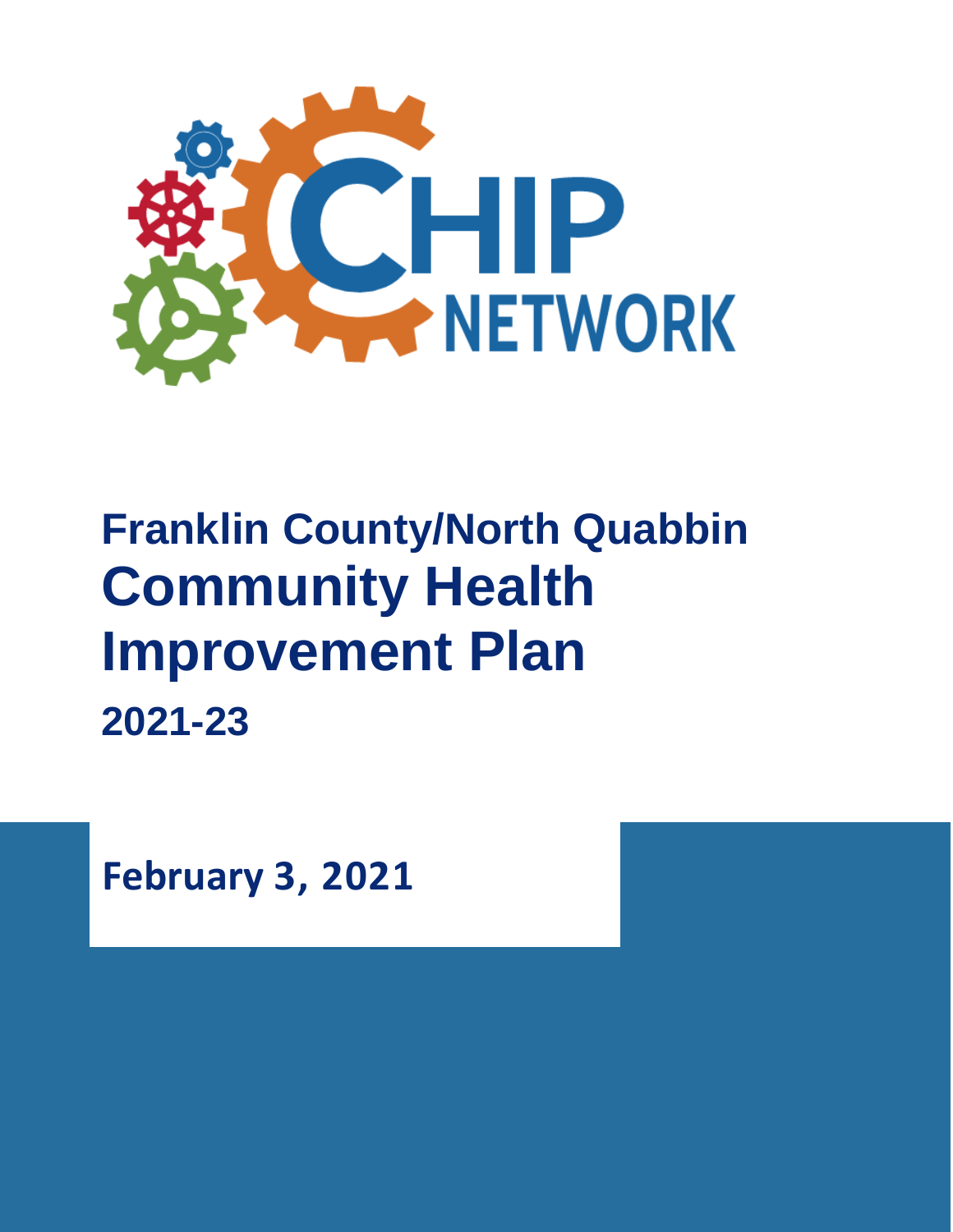CHIP NETWORK

# Franklin County/North Quabbin Community Health Improvement Plan

## 2021-23

**February 3, 2021**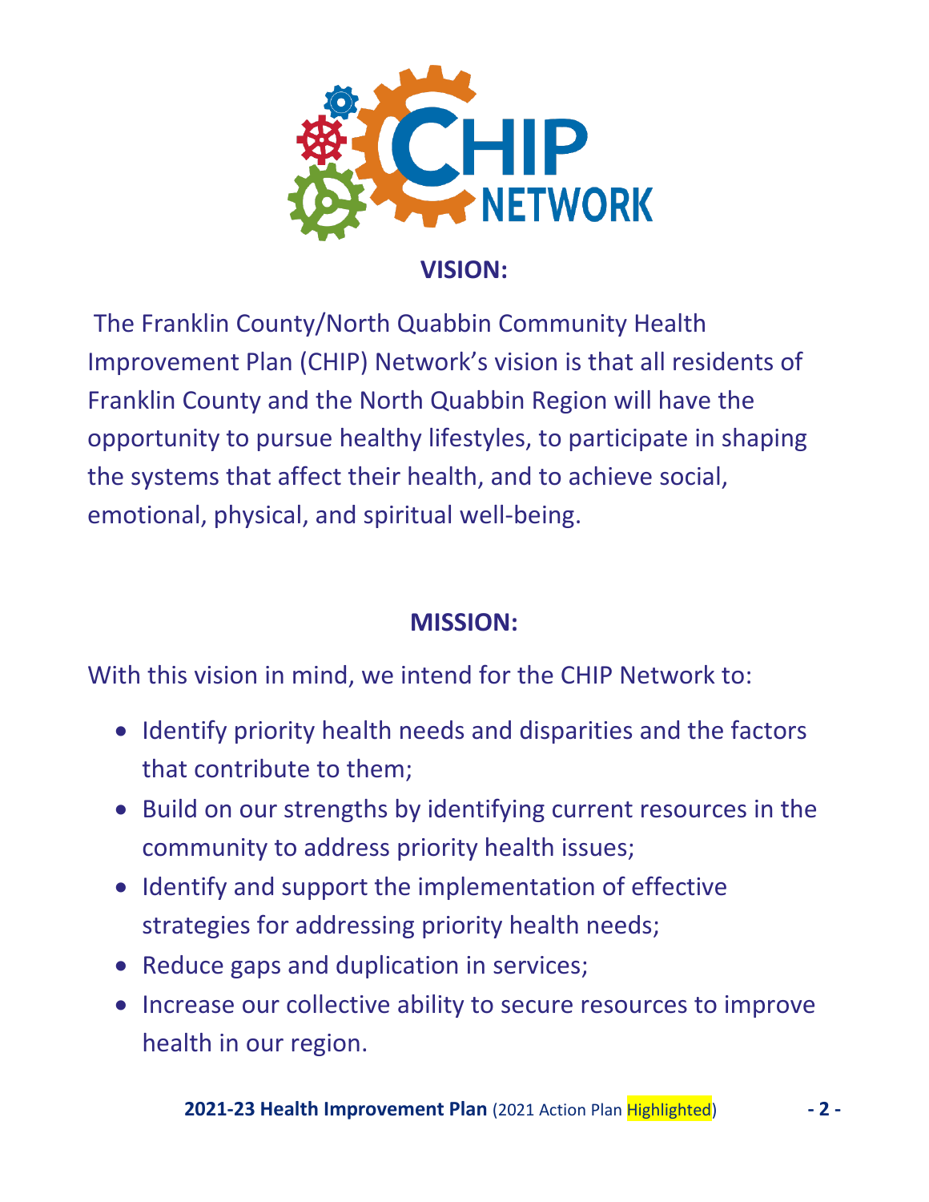## VISION:

The Franklin County/North Quabbin Community Health Improvement Plan (CHIP) Network's vision is that all residents of Franklin County and the North Quabbin Region will have the opportunity to pursue healthy lifestyles, to participate in shaping the systems that affect their health, and to achieve social, emotional, physical, and spiritual well-being.

## MISSION:

With this vision in mind, we intend for the CHIP Network to:

- Identify priority health needs and disparities and the factors that contribute to them;
- Build on our strengths by identifying current resources in the community to address priority health issues;
- Identify and support the implementation of effective strategies for addressing priority health needs;
- Reduce gaps and duplication in services;
- Increase our collective ability to secure resources to improve health in our region.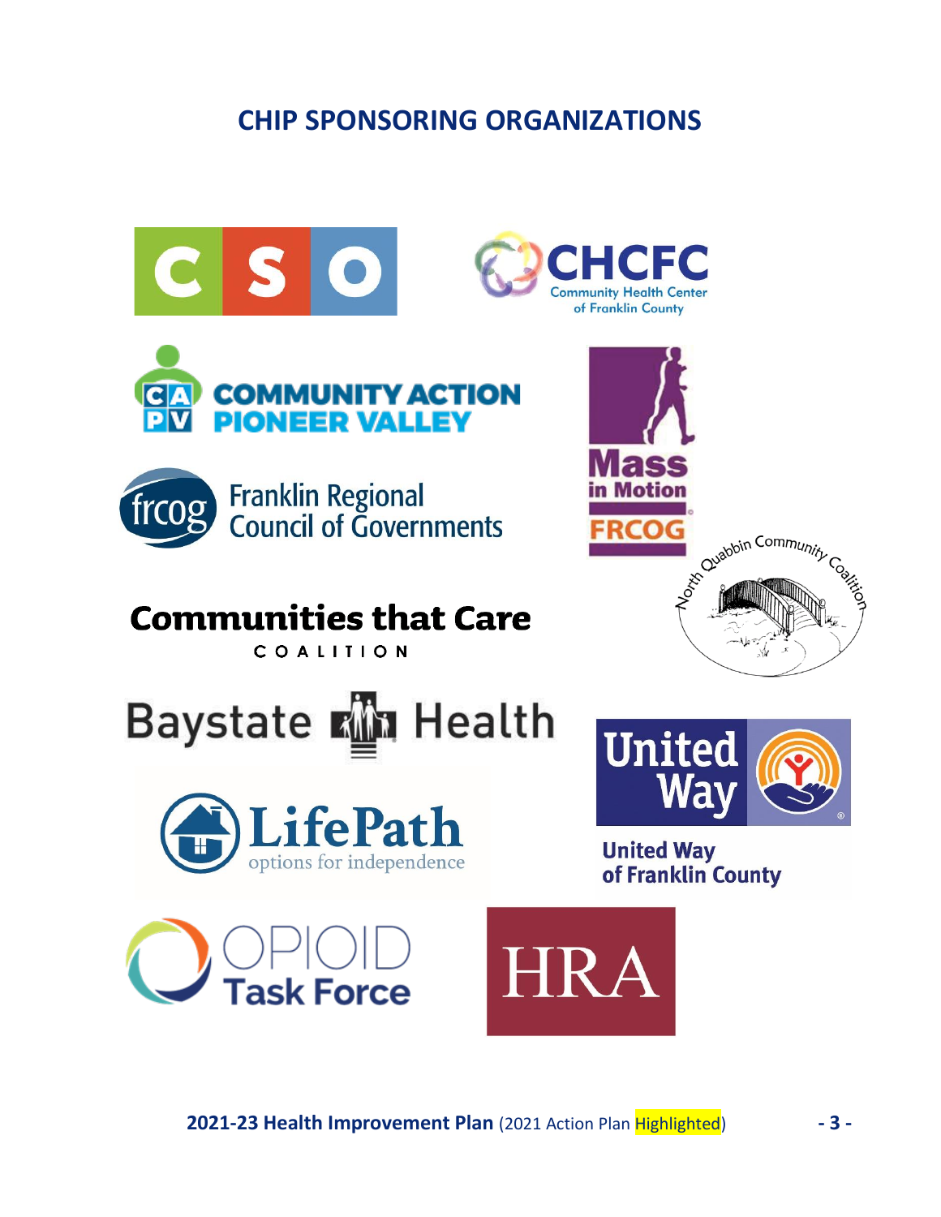## CHIP SPONSORING ORGANIZATIONS

CSO

CHCFC
Community Health Center of Franklin County

COMMUNITY ACTION PIONEER VALLEY

Mass in Motion FRCOG

Franklin Regional Council of Governments

North Quabbin Community Coalition

Communities that Care COALITION

Baystate Health

United Way
United Way of Franklin County

LifePath
options for independence

OPIOID Task Force

HRA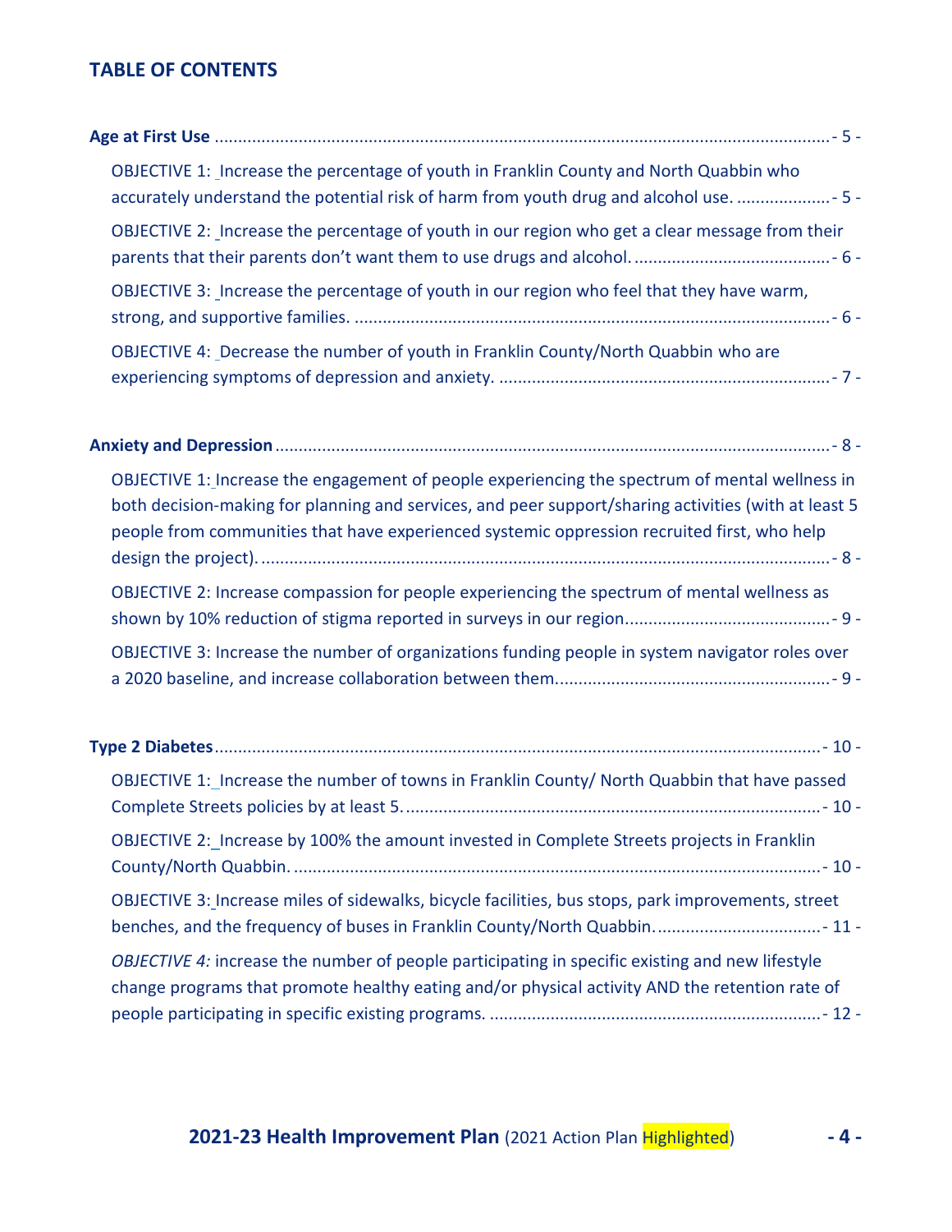## TABLE OF CONTENTS

**Age at First Use** ..................................................................................................................... - 5 -

OBJECTIVE 1: Increase the percentage of youth in Franklin County and North Quabbin who accurately understand the potential risk of harm from youth drug and alcohol use. .................... - 5 -

OBJECTIVE 2: Increase the percentage of youth in our region who get a clear message from their parents that their parents don't want them to use drugs and alcohol. .......................................... - 6 -

OBJECTIVE 3: Increase the percentage of youth in our region who feel that they have warm, strong, and supportive families. ..................................................................................................... - 6 -

OBJECTIVE 4: Decrease the number of youth in Franklin County/North Quabbin who are experiencing symptoms of depression and anxiety. ...................................................................... - 7 -

**Anxiety and Depression** ......................................................................................................... - 8 -

OBJECTIVE 1: Increase the engagement of people experiencing the spectrum of mental wellness in both decision-making for planning and services, and peer support/sharing activities (with at least 5 people from communities that have experienced systemic oppression recruited first, who help design the project). ......................................................................................................................... - 8 -

OBJECTIVE 2: Increase compassion for people experiencing the spectrum of mental wellness as shown by 10% reduction of stigma reported in surveys in our region. .......................................... - 9 -

OBJECTIVE 3: Increase the number of organizations funding people in system navigator roles over a 2020 baseline, and increase collaboration between them. ......................................................... - 9 -

**Type 2 Diabetes** ................................................................................................................... - 10 -

OBJECTIVE 1: Increase the number of towns in Franklin County/ North Quabbin that have passed Complete Streets policies by at least 5. ........................................................................................ - 10 -

OBJECTIVE 2: Increase by 100% the amount invested in Complete Streets projects in Franklin County/North Quabbin. ................................................................................................................ - 10 -

OBJECTIVE 3: Increase miles of sidewalks, bicycle facilities, bus stops, park improvements, street benches, and the frequency of buses in Franklin County/North Quabbin. .................................. - 11 -

*OBJECTIVE 4:* increase the number of people participating in specific existing and new lifestyle change programs that promote healthy eating and/or physical activity AND the retention rate of people participating in specific existing programs. ...................................................................... - 12 -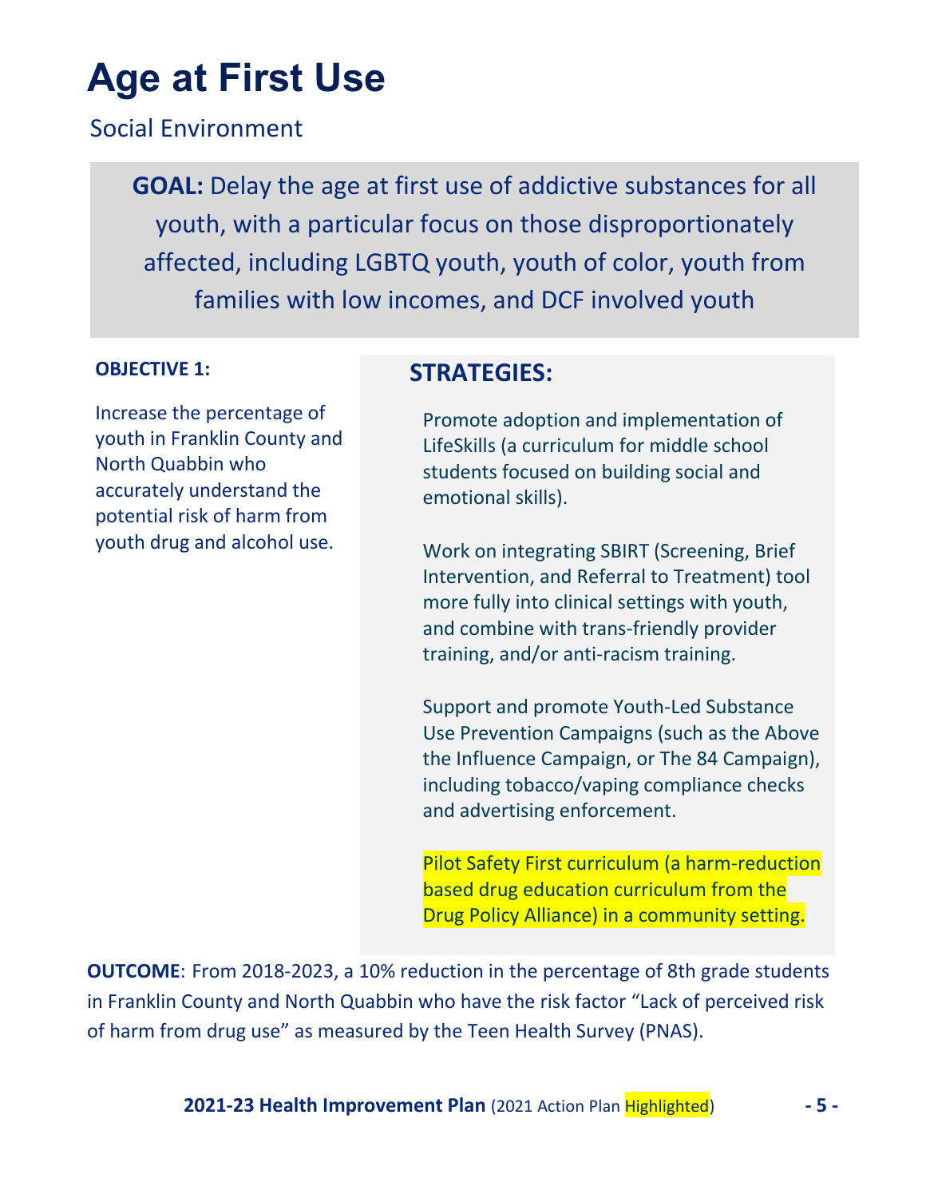# Age at First Use

## Social Environment

**GOAL:** Delay the age at first use of addictive substances for all youth, with a particular focus on those disproportionately affected, including LGBTQ youth, youth of color, youth from families with low incomes, and DCF involved youth

**OBJECTIVE 1:**

Increase the percentage of youth in Franklin County and North Quabbin who accurately understand the potential risk of harm from youth drug and alcohol use.

### STRATEGIES:

Promote adoption and implementation of LifeSkills (a curriculum for middle school students focused on building social and emotional skills).

Work on integrating SBIRT (Screening, Brief Intervention, and Referral to Treatment) tool more fully into clinical settings with youth, and combine with trans-friendly provider training, and/or anti-racism training.

Support and promote Youth-Led Substance Use Prevention Campaigns (such as the Above the Influence Campaign, or The 84 Campaign), including tobacco/vaping compliance checks and advertising enforcement.

Pilot Safety First curriculum (a harm-reduction based drug education curriculum from the Drug Policy Alliance) in a community setting.

**OUTCOME**: From 2018-2023, a 10% reduction in the percentage of 8th grade students in Franklin County and North Quabbin who have the risk factor "Lack of perceived risk of harm from drug use" as measured by the Teen Health Survey (PNAS).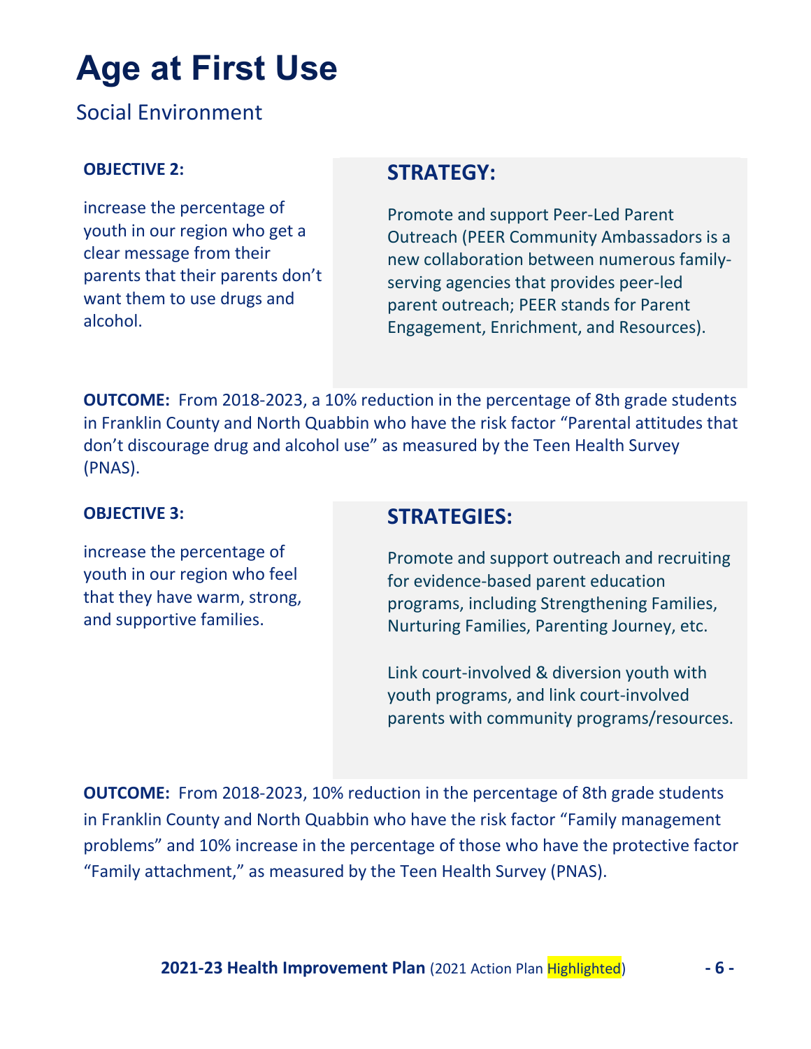# Age at First Use

## Social Environment

**OBJECTIVE 2:**

increase the percentage of youth in our region who get a clear message from their parents that their parents don't want them to use drugs and alcohol.

### STRATEGY:

Promote and support Peer-Led Parent Outreach (PEER Community Ambassadors is a new collaboration between numerous family-serving agencies that provides peer-led parent outreach; PEER stands for Parent Engagement, Enrichment, and Resources).

**OUTCOME:** From 2018-2023, a 10% reduction in the percentage of 8th grade students in Franklin County and North Quabbin who have the risk factor "Parental attitudes that don't discourage drug and alcohol use" as measured by the Teen Health Survey (PNAS).

**OBJECTIVE 3:**

increase the percentage of youth in our region who feel that they have warm, strong, and supportive families.

### STRATEGIES:

Promote and support outreach and recruiting for evidence-based parent education programs, including Strengthening Families, Nurturing Families, Parenting Journey, etc.

Link court-involved & diversion youth with youth programs, and link court-involved parents with community programs/resources.

**OUTCOME:** From 2018-2023, 10% reduction in the percentage of 8th grade students in Franklin County and North Quabbin who have the risk factor "Family management problems" and 10% increase in the percentage of those who have the protective factor "Family attachment," as measured by the Teen Health Survey (PNAS).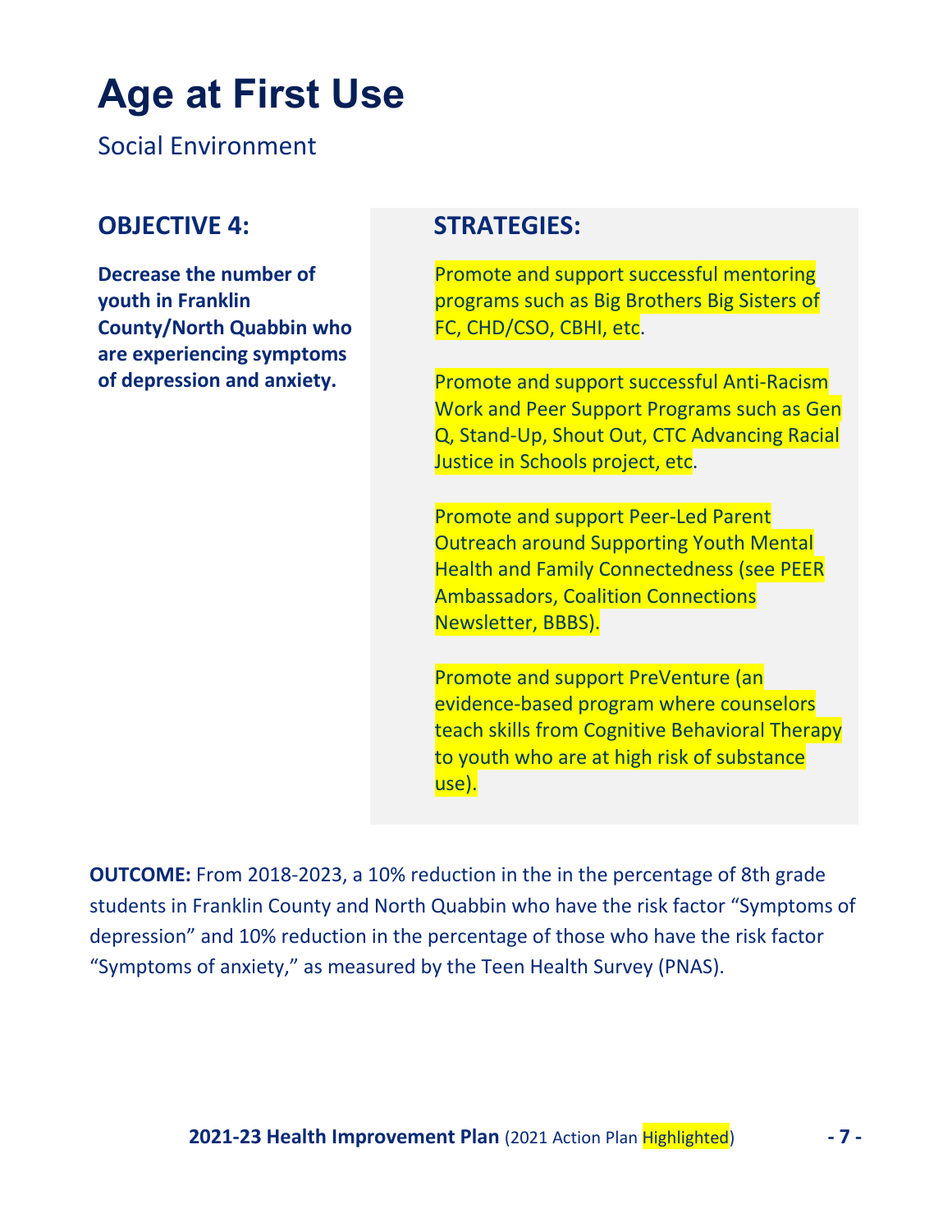# Age at First Use

Social Environment

## OBJECTIVE 4:

**Decrease the number of youth in Franklin County/North Quabbin who are experiencing symptoms of depression and anxiety.**

## STRATEGIES:

Promote and support successful mentoring programs such as Big Brothers Big Sisters of FC, CHD/CSO, CBHI, etc.

Promote and support successful Anti-Racism Work and Peer Support Programs such as Gen Q, Stand-Up, Shout Out, CTC Advancing Racial Justice in Schools project, etc.

Promote and support Peer-Led Parent Outreach around Supporting Youth Mental Health and Family Connectedness (see PEER Ambassadors, Coalition Connections Newsletter, BBBS).

Promote and support PreVenture (an evidence-based program where counselors teach skills from Cognitive Behavioral Therapy to youth who are at high risk of substance use).

**OUTCOME:** From 2018-2023, a 10% reduction in the in the percentage of 8th grade students in Franklin County and North Quabbin who have the risk factor "Symptoms of depression" and 10% reduction in the percentage of those who have the risk factor "Symptoms of anxiety," as measured by the Teen Health Survey (PNAS).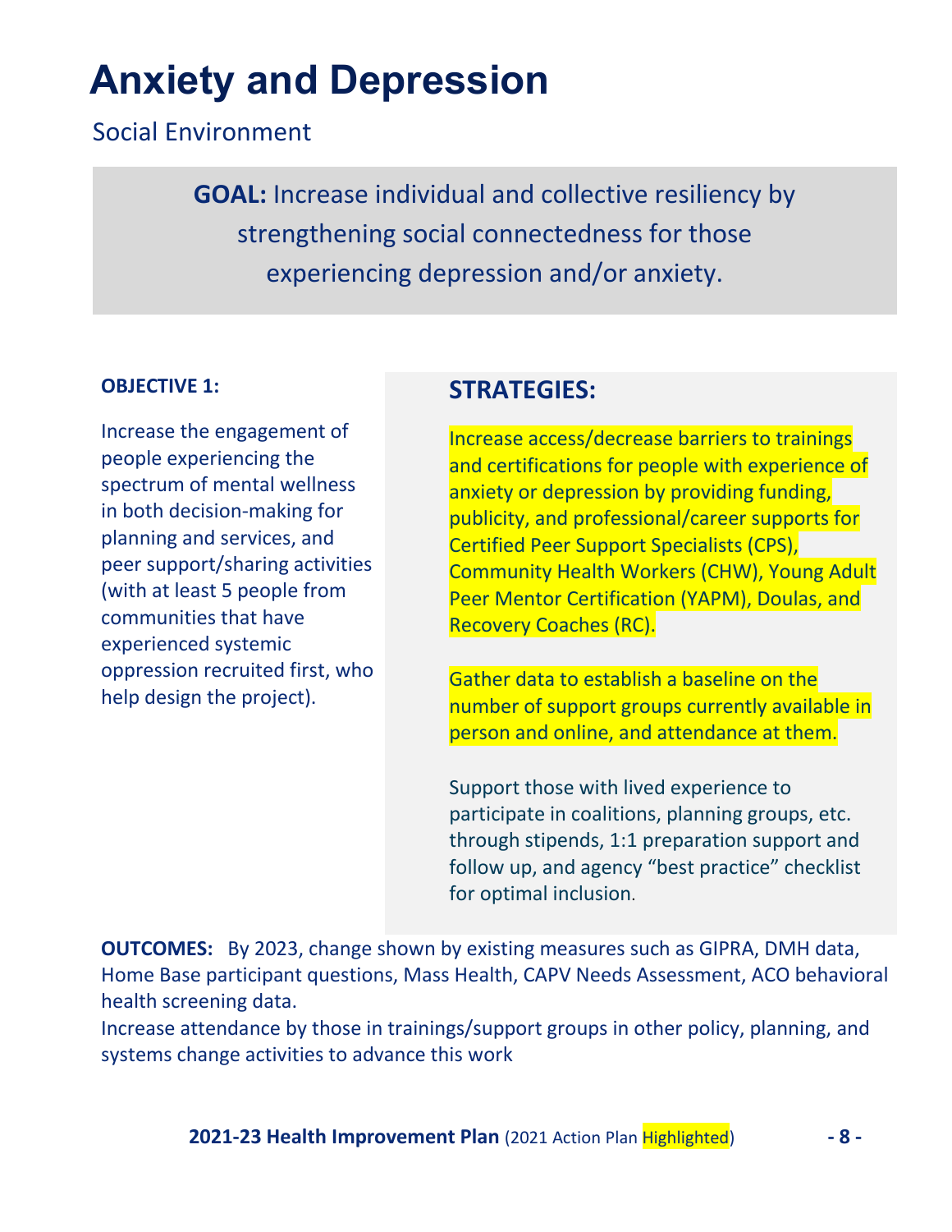# Anxiety and Depression

Social Environment

**GOAL:** Increase individual and collective resiliency by strengthening social connectedness for those experiencing depression and/or anxiety.

**OBJECTIVE 1:**

Increase the engagement of people experiencing the spectrum of mental wellness in both decision-making for planning and services, and peer support/sharing activities (with at least 5 people from communities that have experienced systemic oppression recruited first, who help design the project).

## STRATEGIES:

Increase access/decrease barriers to trainings and certifications for people with experience of anxiety or depression by providing funding, publicity, and professional/career supports for Certified Peer Support Specialists (CPS), Community Health Workers (CHW), Young Adult Peer Mentor Certification (YAPM), Doulas, and Recovery Coaches (RC).

Gather data to establish a baseline on the number of support groups currently available in person and online, and attendance at them.

Support those with lived experience to participate in coalitions, planning groups, etc. through stipends, 1:1 preparation support and follow up, and agency "best practice" checklist for optimal inclusion.

**OUTCOMES:** By 2023, change shown by existing measures such as GIPRA, DMH data, Home Base participant questions, Mass Health, CAPV Needs Assessment, ACO behavioral health screening data.

Increase attendance by those in trainings/support groups in other policy, planning, and systems change activities to advance this work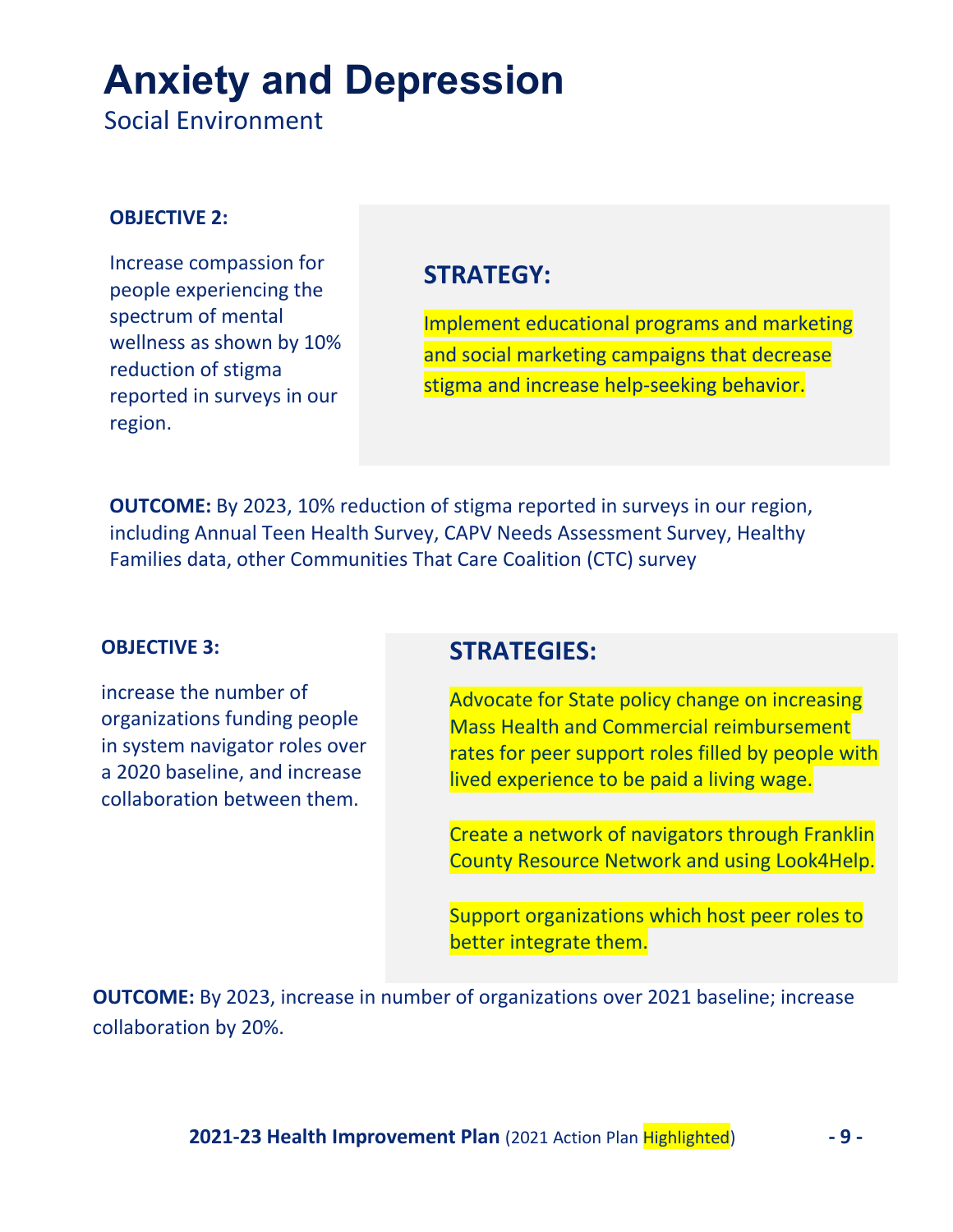# Anxiety and Depression

Social Environment

**OBJECTIVE 2:**

Increase compassion for people experiencing the spectrum of mental wellness as shown by 10% reduction of stigma reported in surveys in our region.

## STRATEGY:

Implement educational programs and marketing and social marketing campaigns that decrease stigma and increase help-seeking behavior.

**OUTCOME:** By 2023, 10% reduction of stigma reported in surveys in our region, including Annual Teen Health Survey, CAPV Needs Assessment Survey, Healthy Families data, other Communities That Care Coalition (CTC) survey

**OBJECTIVE 3:**

increase the number of organizations funding people in system navigator roles over a 2020 baseline, and increase collaboration between them.

## STRATEGIES:

Advocate for State policy change on increasing Mass Health and Commercial reimbursement rates for peer support roles filled by people with lived experience to be paid a living wage.

Create a network of navigators through Franklin County Resource Network and using Look4Help.

Support organizations which host peer roles to better integrate them.

**OUTCOME:** By 2023, increase in number of organizations over 2021 baseline; increase collaboration by 20%.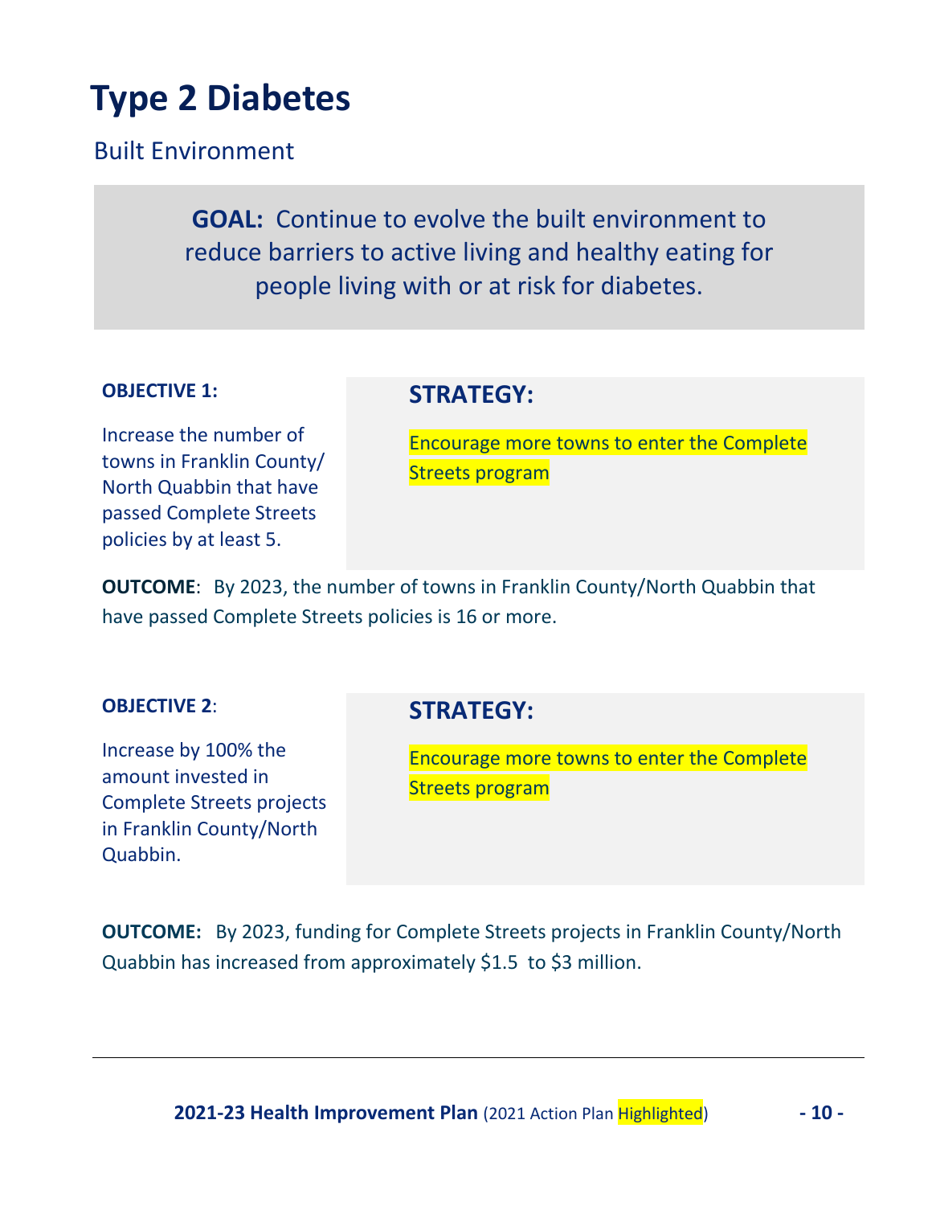# Type 2 Diabetes

## Built Environment

**GOAL:** Continue to evolve the built environment to reduce barriers to active living and healthy eating for people living with or at risk for diabetes.

**OBJECTIVE 1:**

Increase the number of towns in Franklin County/ North Quabbin that have passed Complete Streets policies by at least 5.

**STRATEGY:**

Encourage more towns to enter the Complete Streets program

**OUTCOME**: By 2023, the number of towns in Franklin County/North Quabbin that have passed Complete Streets policies is 16 or more.

**OBJECTIVE 2**:

Increase by 100% the amount invested in Complete Streets projects in Franklin County/North Quabbin.

**STRATEGY:**

Encourage more towns to enter the Complete Streets program

**OUTCOME:** By 2023, funding for Complete Streets projects in Franklin County/North Quabbin has increased from approximately $1.5 to $3 million.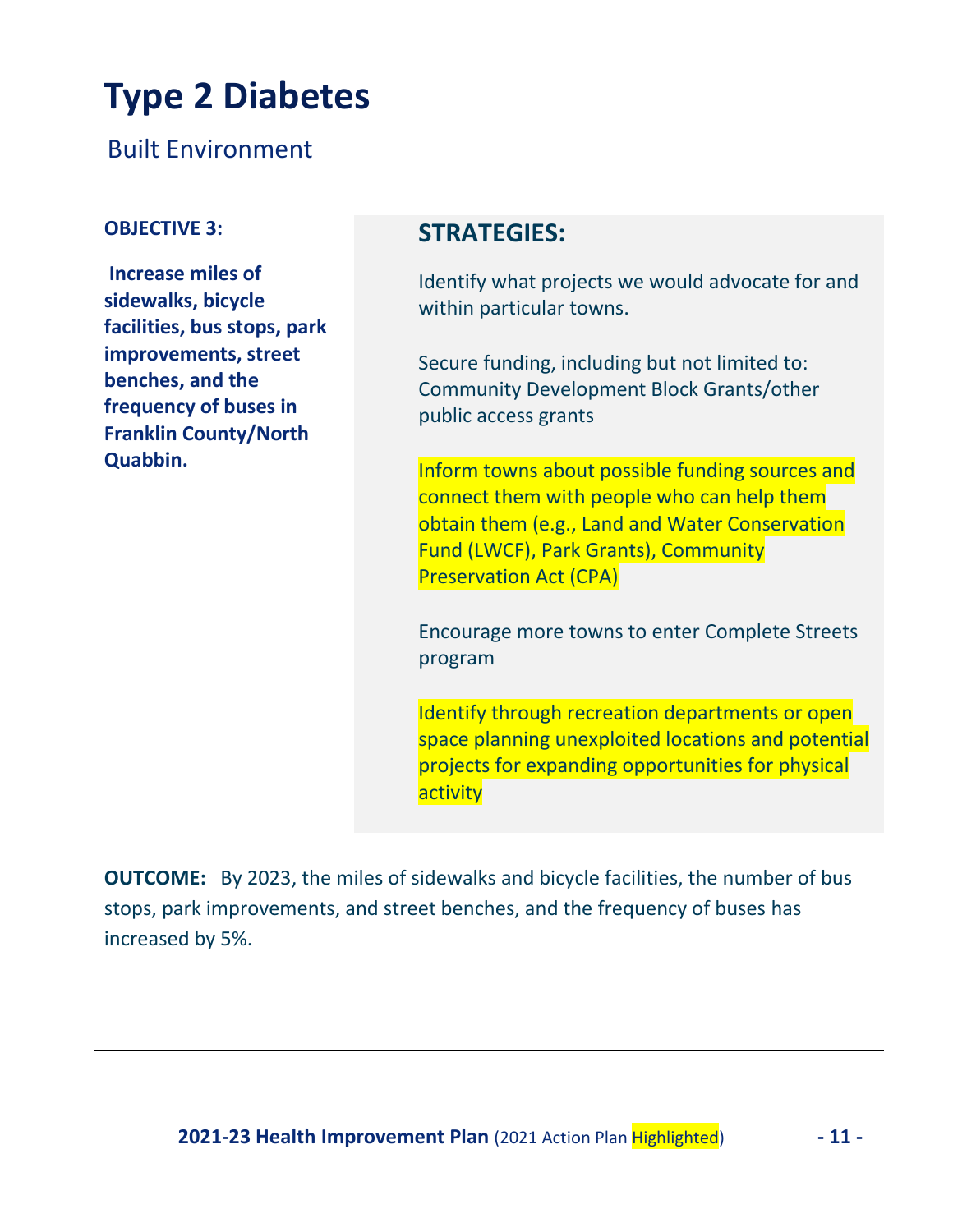# Type 2 Diabetes

## Built Environment

**OBJECTIVE 3:**

**Increase miles of sidewalks, bicycle facilities, bus stops, park improvements, street benches, and the frequency of buses in Franklin County/North Quabbin.**

### STRATEGIES:

Identify what projects we would advocate for and within particular towns.

Secure funding, including but not limited to: Community Development Block Grants/other public access grants

Inform towns about possible funding sources and connect them with people who can help them obtain them (e.g., Land and Water Conservation Fund (LWCF), Park Grants), Community Preservation Act (CPA)

Encourage more towns to enter Complete Streets program

Identify through recreation departments or open space planning unexploited locations and potential projects for expanding opportunities for physical activity

**OUTCOME:** By 2023, the miles of sidewalks and bicycle facilities, the number of bus stops, park improvements, and street benches, and the frequency of buses has increased by 5%.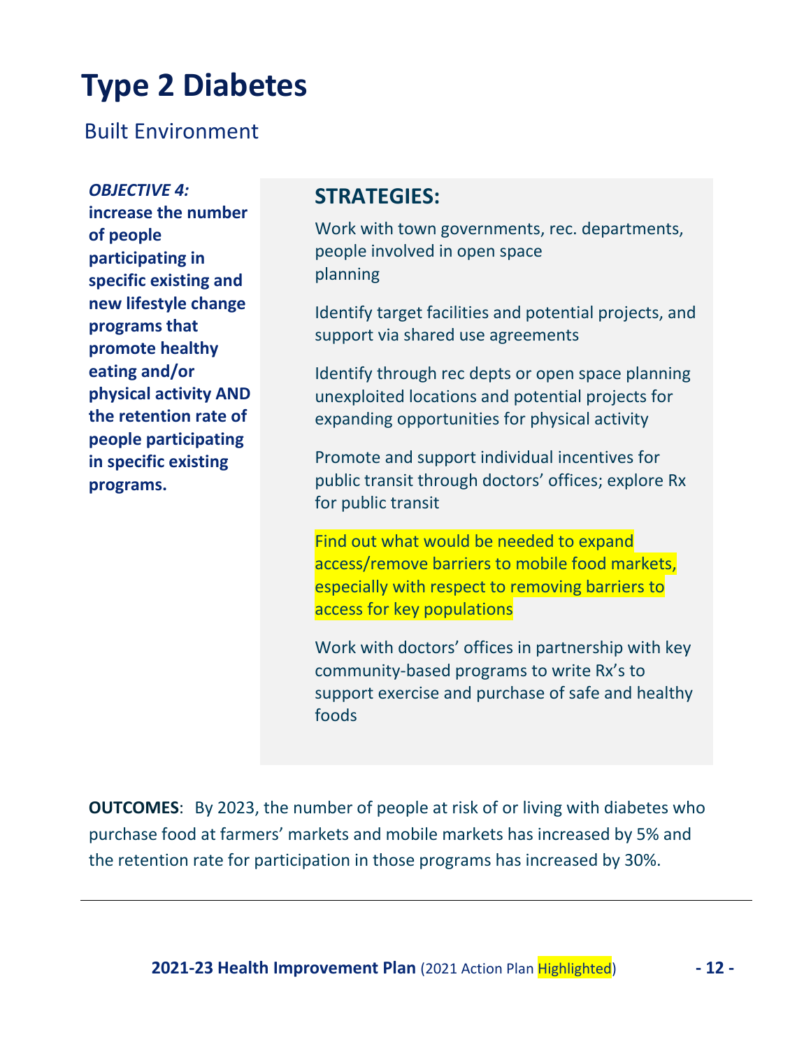# Type 2 Diabetes

## Built Environment

***OBJECTIVE 4:***
**increase the number of people participating in specific existing and new lifestyle change programs that promote healthy eating and/or physical activity AND the retention rate of people participating in specific existing programs.**

### STRATEGIES:

Work with town governments, rec. departments, people involved in open space planning

Identify target facilities and potential projects, and support via shared use agreements

Identify through rec depts or open space planning unexploited locations and potential projects for expanding opportunities for physical activity

Promote and support individual incentives for public transit through doctors' offices; explore Rx for public transit

Find out what would be needed to expand access/remove barriers to mobile food markets, especially with respect to removing barriers to access for key populations

Work with doctors' offices in partnership with key community-based programs to write Rx's to support exercise and purchase of safe and healthy foods

**OUTCOMES**: By 2023, the number of people at risk of or living with diabetes who purchase food at farmers' markets and mobile markets has increased by 5% and the retention rate for participation in those programs has increased by 30%.